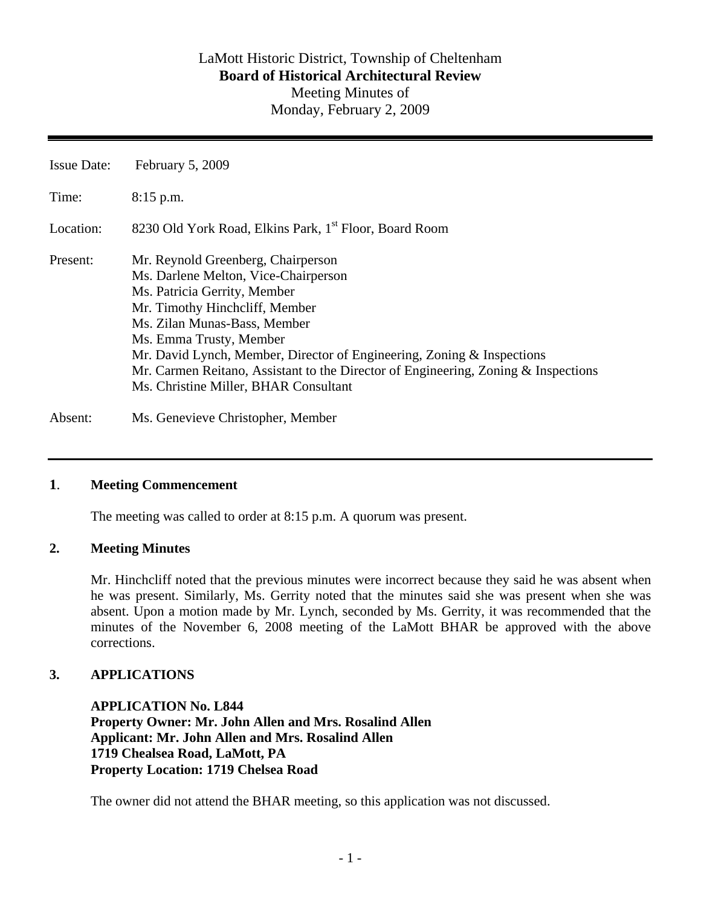LaMott Historic District, Township of Cheltenham
**Board of Historical Architectural Review**
Meeting Minutes of
Monday, February 2, 2009

---

Issue Date: February 5, 2009

Time: 8:15 p.m.

Location: 8230 Old York Road, Elkins Park, 1st Floor, Board Room

Present:
- Mr. Reynold Greenberg, Chairperson
- Ms. Darlene Melton, Vice-Chairperson
- Ms. Patricia Gerrity, Member
- Mr. Timothy Hinchcliff, Member
- Ms. Zilan Munas-Bass, Member
- Ms. Emma Trusty, Member
- Mr. David Lynch, Member, Director of Engineering, Zoning & Inspections
- Mr. Carmen Reitano, Assistant to the Director of Engineering, Zoning & Inspections
- Ms. Christine Miller, BHAR Consultant

Absent: Ms. Genevieve Christopher, Member

---

## 1. Meeting Commencement

The meeting was called to order at 8:15 p.m. A quorum was present.

## 2. Meeting Minutes

Mr. Hinchcliff noted that the previous minutes were incorrect because they said he was absent when he was present. Similarly, Ms. Gerrity noted that the minutes said she was present when she was absent. Upon a motion made by Mr. Lynch, seconded by Ms. Gerrity, it was recommended that the minutes of the November 6, 2008 meeting of the LaMott BHAR be approved with the above corrections.

## 3. APPLICATIONS

**APPLICATION No. L844**
**Property Owner: Mr. John Allen and Mrs. Rosalind Allen**
**Applicant: Mr. John Allen and Mrs. Rosalind Allen**
**1719 Chealsea Road, LaMott, PA**
**Property Location: 1719 Chelsea Road**

The owner did not attend the BHAR meeting, so this application was not discussed.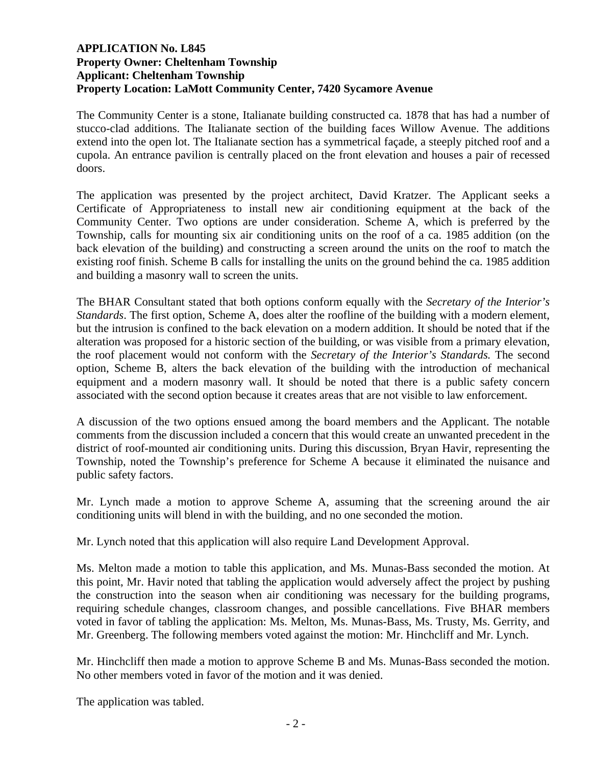**APPLICATION No. L845**
**Property Owner: Cheltenham Township**
**Applicant: Cheltenham Township**
**Property Location: LaMott Community Center, 7420 Sycamore Avenue**

The Community Center is a stone, Italianate building constructed ca. 1878 that has had a number of stucco-clad additions. The Italianate section of the building faces Willow Avenue. The additions extend into the open lot. The Italianate section has a symmetrical façade, a steeply pitched roof and a cupola. An entrance pavilion is centrally placed on the front elevation and houses a pair of recessed doors.

The application was presented by the project architect, David Kratzer. The Applicant seeks a Certificate of Appropriateness to install new air conditioning equipment at the back of the Community Center. Two options are under consideration. Scheme A, which is preferred by the Township, calls for mounting six air conditioning units on the roof of a ca. 1985 addition (on the back elevation of the building) and constructing a screen around the units on the roof to match the existing roof finish. Scheme B calls for installing the units on the ground behind the ca. 1985 addition and building a masonry wall to screen the units.

The BHAR Consultant stated that both options conform equally with the *Secretary of the Interior's Standards*. The first option, Scheme A, does alter the roofline of the building with a modern element, but the intrusion is confined to the back elevation on a modern addition. It should be noted that if the alteration was proposed for a historic section of the building, or was visible from a primary elevation, the roof placement would not conform with the *Secretary of the Interior's Standards.* The second option, Scheme B, alters the back elevation of the building with the introduction of mechanical equipment and a modern masonry wall. It should be noted that there is a public safety concern associated with the second option because it creates areas that are not visible to law enforcement.

A discussion of the two options ensued among the board members and the Applicant. The notable comments from the discussion included a concern that this would create an unwanted precedent in the district of roof-mounted air conditioning units. During this discussion, Bryan Havir, representing the Township, noted the Township's preference for Scheme A because it eliminated the nuisance and public safety factors.

Mr. Lynch made a motion to approve Scheme A, assuming that the screening around the air conditioning units will blend in with the building, and no one seconded the motion.

Mr. Lynch noted that this application will also require Land Development Approval.

Ms. Melton made a motion to table this application, and Ms. Munas-Bass seconded the motion. At this point, Mr. Havir noted that tabling the application would adversely affect the project by pushing the construction into the season when air conditioning was necessary for the building programs, requiring schedule changes, classroom changes, and possible cancellations. Five BHAR members voted in favor of tabling the application: Ms. Melton, Ms. Munas-Bass, Ms. Trusty, Ms. Gerrity, and Mr. Greenberg. The following members voted against the motion: Mr. Hinchcliff and Mr. Lynch.

Mr. Hinchcliff then made a motion to approve Scheme B and Ms. Munas-Bass seconded the motion. No other members voted in favor of the motion and it was denied.

The application was tabled.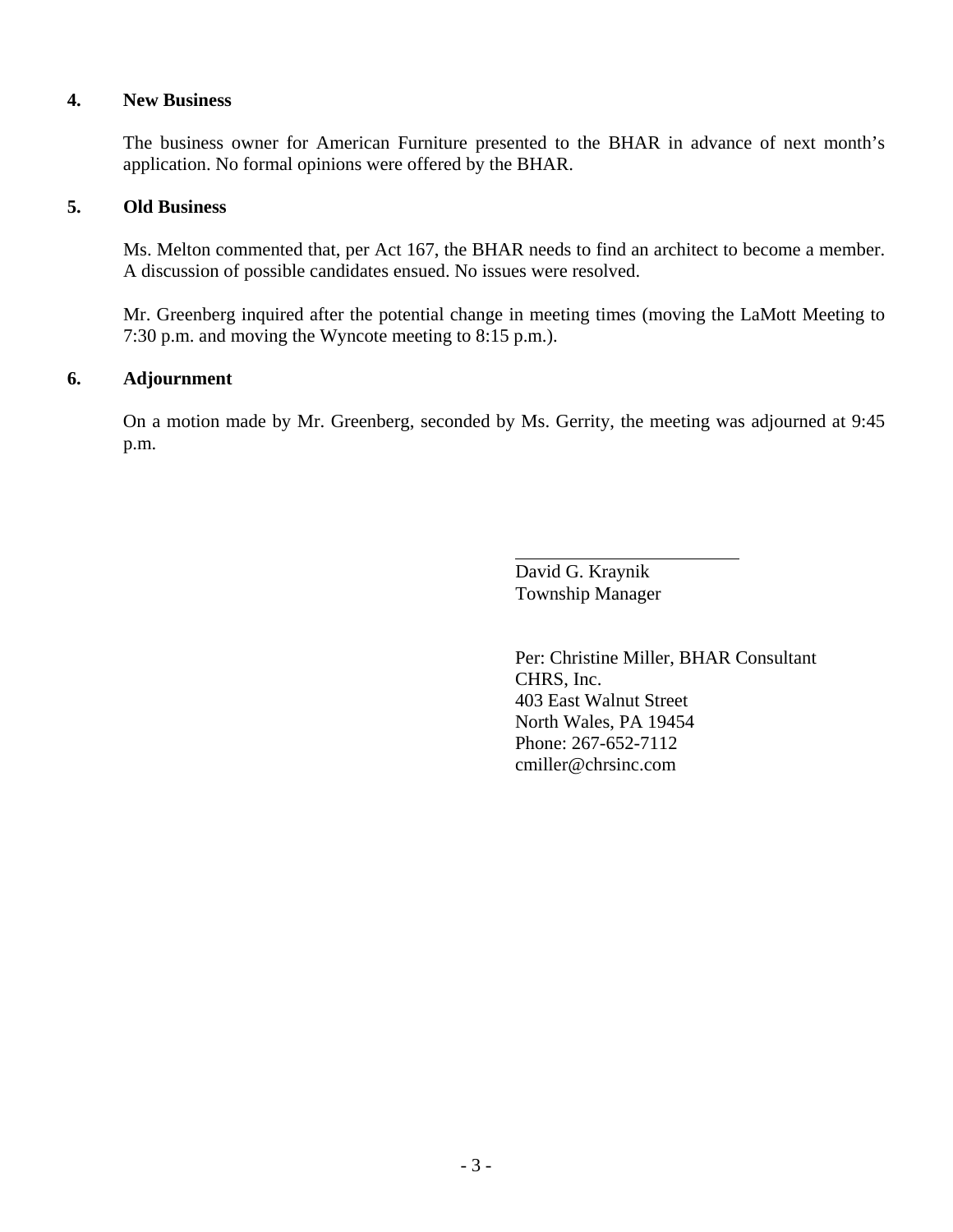## 4. New Business

The business owner for American Furniture presented to the BHAR in advance of next month's application. No formal opinions were offered by the BHAR.

## 5. Old Business

Ms. Melton commented that, per Act 167, the BHAR needs to find an architect to become a member. A discussion of possible candidates ensued. No issues were resolved.

Mr. Greenberg inquired after the potential change in meeting times (moving the LaMott Meeting to 7:30 p.m. and moving the Wyncote meeting to 8:15 p.m.).

## 6. Adjournment

On a motion made by Mr. Greenberg, seconded by Ms. Gerrity, the meeting was adjourned at 9:45 p.m.

\_\_\_\_\_\_\_\_\_\_\_\_\_\_\_\_\_\_\_\_\_\_\_\_\_\_

David G. Kraynik
Township Manager

Per: Christine Miller, BHAR Consultant
CHRS, Inc.
403 East Walnut Street
North Wales, PA 19454
Phone: 267-652-7112
cmiller@chrsinc.com